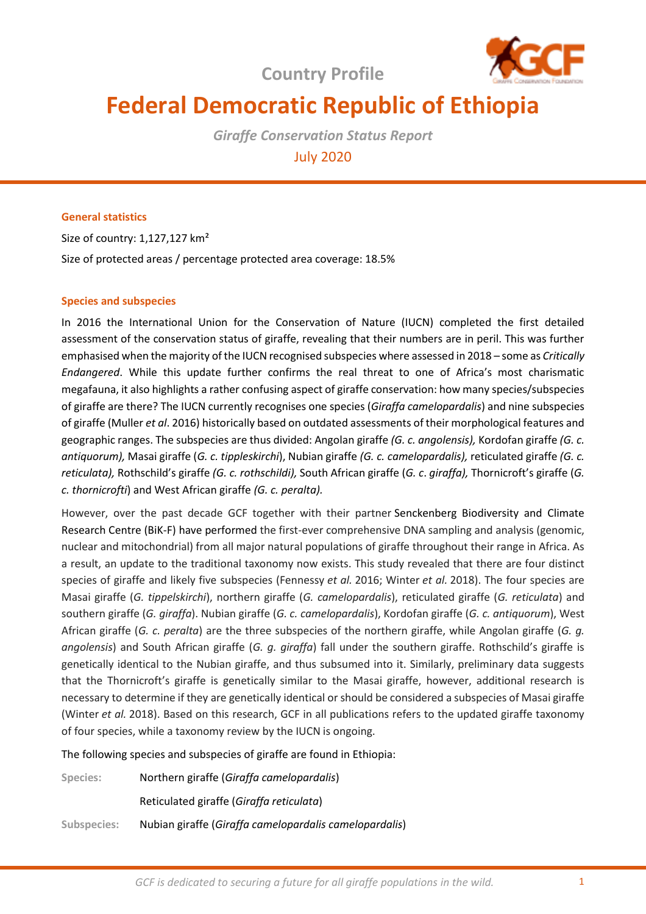# Country Profile

# Federal Democratic Republic of Ethiopia

*Giraffe Conservation Status Report*

July 2020

## General statistics

Size of country: 1,127,127 km²

Size of protected areas / percentage protected area coverage: 18.5%

## Species and subspecies

In 2016 the International Union for the Conservation of Nature (IUCN) completed the first detailed assessment of the conservation status of giraffe, revealing that their numbers are in peril. This was further emphasised when the majority of the IUCN recognised subspecies where assessed in 2018 – some as *Critically Endangered*. While this update further confirms the real threat to one of Africa's most charismatic megafauna, it also highlights a rather confusing aspect of giraffe conservation: how many species/subspecies of giraffe are there? The IUCN currently recognises one species (*Giraffa camelopardalis*) and nine subspecies of giraffe (Muller *et al*. 2016) historically based on outdated assessments of their morphological features and geographic ranges. The subspecies are thus divided: Angolan giraffe *(G. c. angolensis),* Kordofan giraffe *(G. c. antiquorum),* Masai giraffe (*G. c. tippleskirchi*), Nubian giraffe *(G. c. camelopardalis),* reticulated giraffe *(G. c. reticulata),* Rothschild's giraffe *(G. c. rothschildi),* South African giraffe (*G. c*. *giraffa),* Thornicroft's giraffe (*G. c. thornicrofti*) and West African giraffe *(G. c. peralta).*

However, over the past decade GCF together with their partner Senckenberg Biodiversity and Climate Research Centre (BiK-F) have performed the first-ever comprehensive DNA sampling and analysis (genomic, nuclear and mitochondrial) from all major natural populations of giraffe throughout their range in Africa. As a result, an update to the traditional taxonomy now exists. This study revealed that there are four distinct species of giraffe and likely five subspecies (Fennessy *et al.* 2016; Winter *et al.* 2018). The four species are Masai giraffe (*G. tippelskirchi*), northern giraffe (*G. camelopardalis*), reticulated giraffe (*G. reticulata*) and southern giraffe (*G. giraffa*). Nubian giraffe (*G. c. camelopardalis*), Kordofan giraffe (*G. c. antiquorum*), West African giraffe (*G. c. peralta*) are the three subspecies of the northern giraffe, while Angolan giraffe (*G. g. angolensis*) and South African giraffe (*G. g. giraffa*) fall under the southern giraffe. Rothschild's giraffe is genetically identical to the Nubian giraffe, and thus subsumed into it. Similarly, preliminary data suggests that the Thornicroft's giraffe is genetically similar to the Masai giraffe, however, additional research is necessary to determine if they are genetically identical or should be considered a subspecies of Masai giraffe (Winter *et al.* 2018). Based on this research, GCF in all publications refers to the updated giraffe taxonomy of four species, while a taxonomy review by the IUCN is ongoing.

The following species and subspecies of giraffe are found in Ethiopia:

**Species:** Northern giraffe (*Giraffa camelopardalis*)

Reticulated giraffe (*Giraffa reticulata*)

**Subspecies:** Nubian giraffe (*Giraffa camelopardalis camelopardalis*)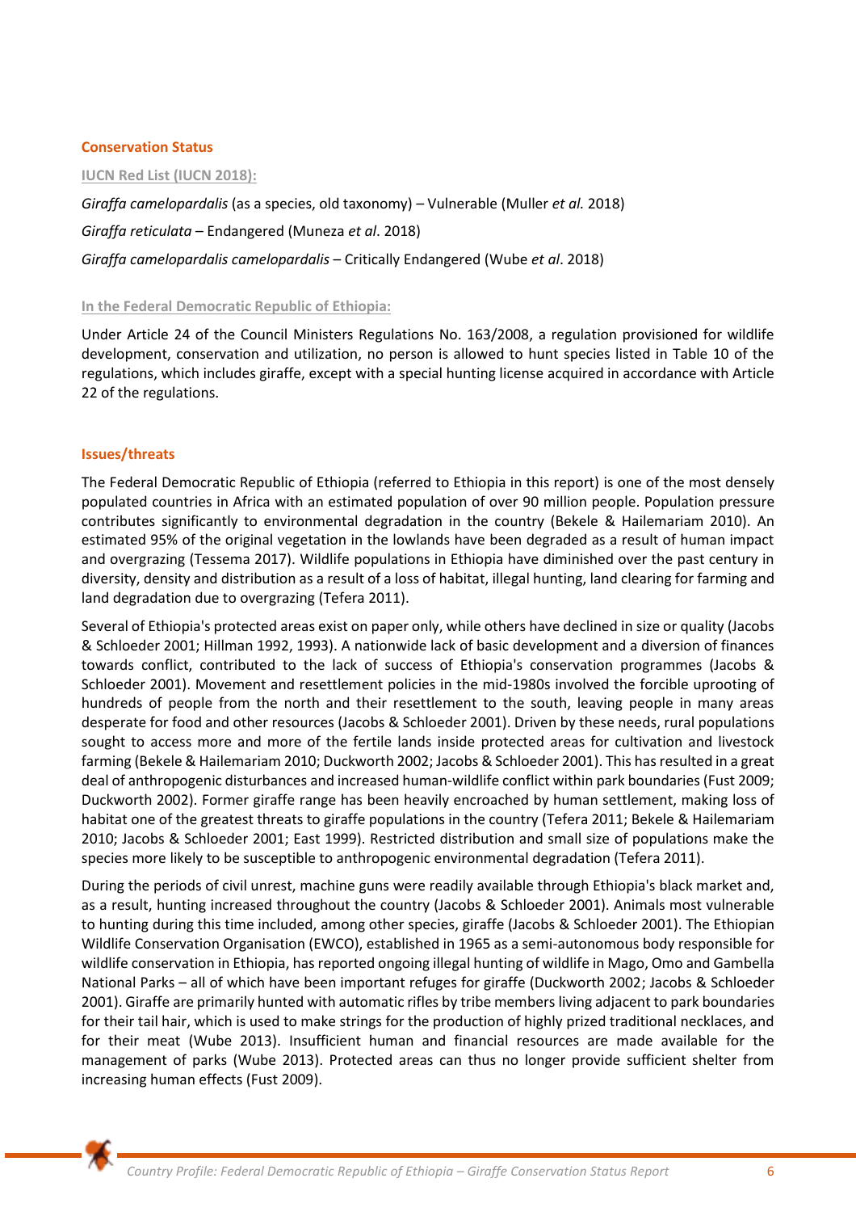## Conservation Status

### IUCN Red List (IUCN 2018):

*Giraffa camelopardalis* (as a species, old taxonomy) – Vulnerable (Muller *et al.* 2018)

*Giraffa reticulata* – Endangered (Muneza *et al*. 2018)

*Giraffa camelopardalis camelopardalis* – Critically Endangered (Wube *et al*. 2018)

### In the Federal Democratic Republic of Ethiopia:

Under Article 24 of the Council Ministers Regulations No. 163/2008, a regulation provisioned for wildlife development, conservation and utilization, no person is allowed to hunt species listed in Table 10 of the regulations, which includes giraffe, except with a special hunting license acquired in accordance with Article 22 of the regulations.

## Issues/threats

The Federal Democratic Republic of Ethiopia (referred to Ethiopia in this report) is one of the most densely populated countries in Africa with an estimated population of over 90 million people. Population pressure contributes significantly to environmental degradation in the country (Bekele & Hailemariam 2010). An estimated 95% of the original vegetation in the lowlands have been degraded as a result of human impact and overgrazing (Tessema 2017). Wildlife populations in Ethiopia have diminished over the past century in diversity, density and distribution as a result of a loss of habitat, illegal hunting, land clearing for farming and land degradation due to overgrazing (Tefera 2011).

Several of Ethiopia's protected areas exist on paper only, while others have declined in size or quality (Jacobs & Schloeder 2001; Hillman 1992, 1993). A nationwide lack of basic development and a diversion of finances towards conflict, contributed to the lack of success of Ethiopia's conservation programmes (Jacobs & Schloeder 2001). Movement and resettlement policies in the mid-1980s involved the forcible uprooting of hundreds of people from the north and their resettlement to the south, leaving people in many areas desperate for food and other resources (Jacobs & Schloeder 2001). Driven by these needs, rural populations sought to access more and more of the fertile lands inside protected areas for cultivation and livestock farming (Bekele & Hailemariam 2010; Duckworth 2002; Jacobs & Schloeder 2001). This has resulted in a great deal of anthropogenic disturbances and increased human-wildlife conflict within park boundaries (Fust 2009; Duckworth 2002). Former giraffe range has been heavily encroached by human settlement, making loss of habitat one of the greatest threats to giraffe populations in the country (Tefera 2011; Bekele & Hailemariam 2010; Jacobs & Schloeder 2001; East 1999). Restricted distribution and small size of populations make the species more likely to be susceptible to anthropogenic environmental degradation (Tefera 2011).

During the periods of civil unrest, machine guns were readily available through Ethiopia's black market and, as a result, hunting increased throughout the country (Jacobs & Schloeder 2001). Animals most vulnerable to hunting during this time included, among other species, giraffe (Jacobs & Schloeder 2001). The Ethiopian Wildlife Conservation Organisation (EWCO), established in 1965 as a semi-autonomous body responsible for wildlife conservation in Ethiopia, has reported ongoing illegal hunting of wildlife in Mago, Omo and Gambella National Parks – all of which have been important refuges for giraffe (Duckworth 2002; Jacobs & Schloeder 2001). Giraffe are primarily hunted with automatic rifles by tribe members living adjacent to park boundaries for their tail hair, which is used to make strings for the production of highly prized traditional necklaces, and for their meat (Wube 2013). Insufficient human and financial resources are made available for the management of parks (Wube 2013). Protected areas can thus no longer provide sufficient shelter from increasing human effects (Fust 2009).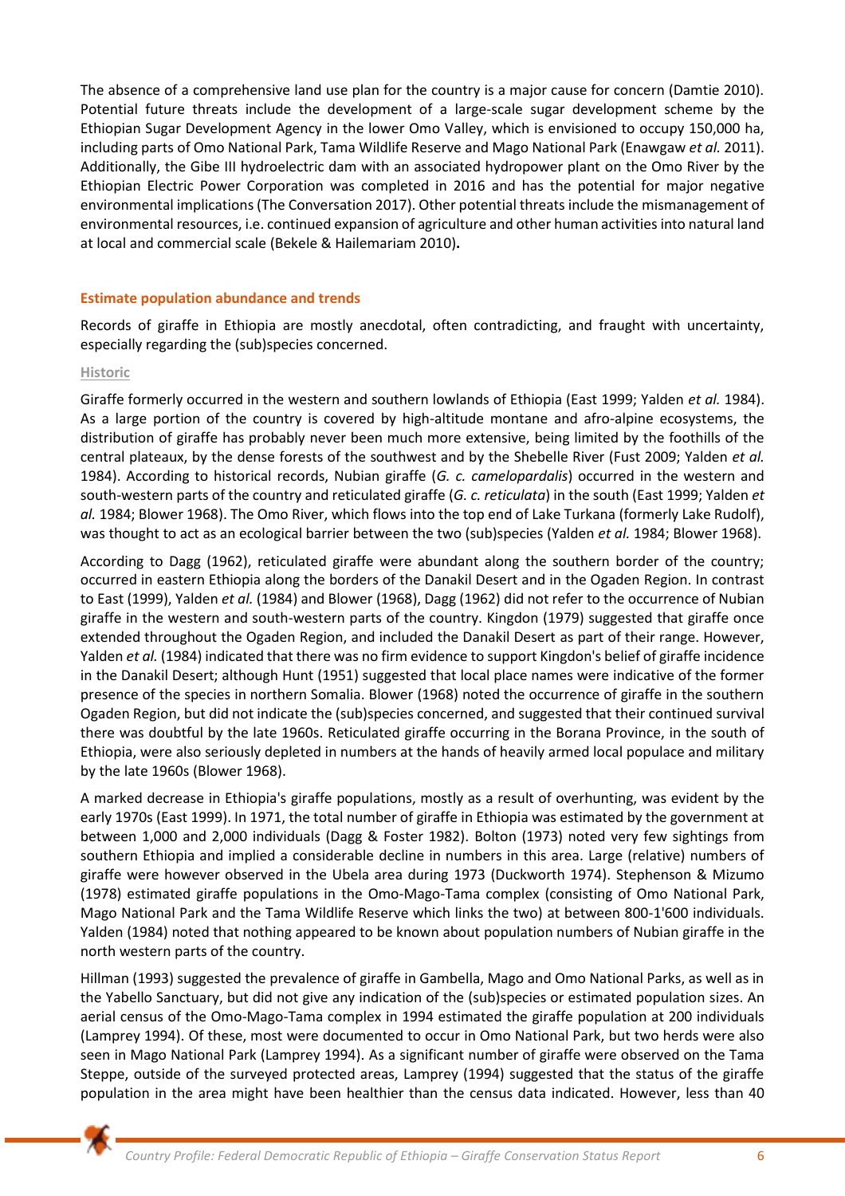The absence of a comprehensive land use plan for the country is a major cause for concern (Damtie 2010). Potential future threats include the development of a large-scale sugar development scheme by the Ethiopian Sugar Development Agency in the lower Omo Valley, which is envisioned to occupy 150,000 ha, including parts of Omo National Park, Tama Wildlife Reserve and Mago National Park (Enawgaw *et al.* 2011). Additionally, the Gibe III hydroelectric dam with an associated hydropower plant on the Omo River by the Ethiopian Electric Power Corporation was completed in 2016 and has the potential for major negative environmental implications (The Conversation 2017). Other potential threats include the mismanagement of environmental resources, i.e. continued expansion of agriculture and other human activities into natural land at local and commercial scale (Bekele & Hailemariam 2010)**.**

## Estimate population abundance and trends

Records of giraffe in Ethiopia are mostly anecdotal, often contradicting, and fraught with uncertainty, especially regarding the (sub)species concerned.

### Historic

Giraffe formerly occurred in the western and southern lowlands of Ethiopia (East 1999; Yalden *et al.* 1984). As a large portion of the country is covered by high-altitude montane and afro-alpine ecosystems, the distribution of giraffe has probably never been much more extensive, being limited by the foothills of the central plateaux, by the dense forests of the southwest and by the Shebelle River (Fust 2009; Yalden *et al.* 1984). According to historical records, Nubian giraffe (*G. c. camelopardalis*) occurred in the western and south-western parts of the country and reticulated giraffe (*G. c. reticulata*) in the south (East 1999; Yalden *et al.* 1984; Blower 1968). The Omo River, which flows into the top end of Lake Turkana (formerly Lake Rudolf), was thought to act as an ecological barrier between the two (sub)species (Yalden *et al.* 1984; Blower 1968).

According to Dagg (1962), reticulated giraffe were abundant along the southern border of the country; occurred in eastern Ethiopia along the borders of the Danakil Desert and in the Ogaden Region. In contrast to East (1999), Yalden *et al.* (1984) and Blower (1968), Dagg (1962) did not refer to the occurrence of Nubian giraffe in the western and south-western parts of the country. Kingdon (1979) suggested that giraffe once extended throughout the Ogaden Region, and included the Danakil Desert as part of their range. However, Yalden *et al.* (1984) indicated that there was no firm evidence to support Kingdon's belief of giraffe incidence in the Danakil Desert; although Hunt (1951) suggested that local place names were indicative of the former presence of the species in northern Somalia. Blower (1968) noted the occurrence of giraffe in the southern Ogaden Region, but did not indicate the (sub)species concerned, and suggested that their continued survival there was doubtful by the late 1960s. Reticulated giraffe occurring in the Borana Province, in the south of Ethiopia, were also seriously depleted in numbers at the hands of heavily armed local populace and military by the late 1960s (Blower 1968).

A marked decrease in Ethiopia's giraffe populations, mostly as a result of overhunting, was evident by the early 1970s (East 1999). In 1971, the total number of giraffe in Ethiopia was estimated by the government at between 1,000 and 2,000 individuals (Dagg & Foster 1982). Bolton (1973) noted very few sightings from southern Ethiopia and implied a considerable decline in numbers in this area. Large (relative) numbers of giraffe were however observed in the Ubela area during 1973 (Duckworth 1974). Stephenson & Mizumo (1978) estimated giraffe populations in the Omo-Mago-Tama complex (consisting of Omo National Park, Mago National Park and the Tama Wildlife Reserve which links the two) at between 800-1'600 individuals. Yalden (1984) noted that nothing appeared to be known about population numbers of Nubian giraffe in the north western parts of the country.

Hillman (1993) suggested the prevalence of giraffe in Gambella, Mago and Omo National Parks, as well as in the Yabello Sanctuary, but did not give any indication of the (sub)species or estimated population sizes. An aerial census of the Omo-Mago-Tama complex in 1994 estimated the giraffe population at 200 individuals (Lamprey 1994). Of these, most were documented to occur in Omo National Park, but two herds were also seen in Mago National Park (Lamprey 1994). As a significant number of giraffe were observed on the Tama Steppe, outside of the surveyed protected areas, Lamprey (1994) suggested that the status of the giraffe population in the area might have been healthier than the census data indicated. However, less than 40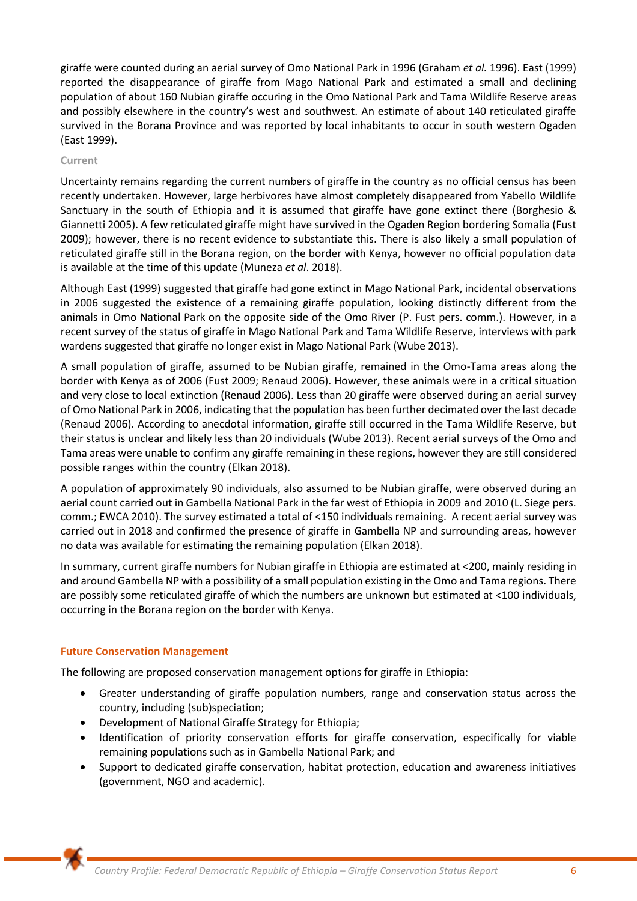giraffe were counted during an aerial survey of Omo National Park in 1996 (Graham *et al.* 1996). East (1999) reported the disappearance of giraffe from Mago National Park and estimated a small and declining population of about 160 Nubian giraffe occuring in the Omo National Park and Tama Wildlife Reserve areas and possibly elsewhere in the country's west and southwest. An estimate of about 140 reticulated giraffe survived in the Borana Province and was reported by local inhabitants to occur in south western Ogaden (East 1999).

#### Current

Uncertainty remains regarding the current numbers of giraffe in the country as no official census has been recently undertaken. However, large herbivores have almost completely disappeared from Yabello Wildlife Sanctuary in the south of Ethiopia and it is assumed that giraffe have gone extinct there (Borghesio & Giannetti 2005). A few reticulated giraffe might have survived in the Ogaden Region bordering Somalia (Fust 2009); however, there is no recent evidence to substantiate this. There is also likely a small population of reticulated giraffe still in the Borana region, on the border with Kenya, however no official population data is available at the time of this update (Muneza *et al*. 2018).

Although East (1999) suggested that giraffe had gone extinct in Mago National Park, incidental observations in 2006 suggested the existence of a remaining giraffe population, looking distinctly different from the animals in Omo National Park on the opposite side of the Omo River (P. Fust pers. comm.). However, in a recent survey of the status of giraffe in Mago National Park and Tama Wildlife Reserve, interviews with park wardens suggested that giraffe no longer exist in Mago National Park (Wube 2013).

A small population of giraffe, assumed to be Nubian giraffe, remained in the Omo-Tama areas along the border with Kenya as of 2006 (Fust 2009; Renaud 2006). However, these animals were in a critical situation and very close to local extinction (Renaud 2006). Less than 20 giraffe were observed during an aerial survey of Omo National Park in 2006, indicating that the population has been further decimated over the last decade (Renaud 2006). According to anecdotal information, giraffe still occurred in the Tama Wildlife Reserve, but their status is unclear and likely less than 20 individuals (Wube 2013). Recent aerial surveys of the Omo and Tama areas were unable to confirm any giraffe remaining in these regions, however they are still considered possible ranges within the country (Elkan 2018).

A population of approximately 90 individuals, also assumed to be Nubian giraffe, were observed during an aerial count carried out in Gambella National Park in the far west of Ethiopia in 2009 and 2010 (L. Siege pers. comm.; EWCA 2010). The survey estimated a total of <150 individuals remaining. A recent aerial survey was carried out in 2018 and confirmed the presence of giraffe in Gambella NP and surrounding areas, however no data was available for estimating the remaining population (Elkan 2018).

In summary, current giraffe numbers for Nubian giraffe in Ethiopia are estimated at <200, mainly residing in and around Gambella NP with a possibility of a small population existing in the Omo and Tama regions. There are possibly some reticulated giraffe of which the numbers are unknown but estimated at <100 individuals, occurring in the Borana region on the border with Kenya.

### Future Conservation Management

The following are proposed conservation management options for giraffe in Ethiopia:

- Greater understanding of giraffe population numbers, range and conservation status across the country, including (sub)speciation;
- Development of National Giraffe Strategy for Ethiopia;
- Identification of priority conservation efforts for giraffe conservation, especifically for viable remaining populations such as in Gambella National Park; and
- Support to dedicated giraffe conservation, habitat protection, education and awareness initiatives (government, NGO and academic).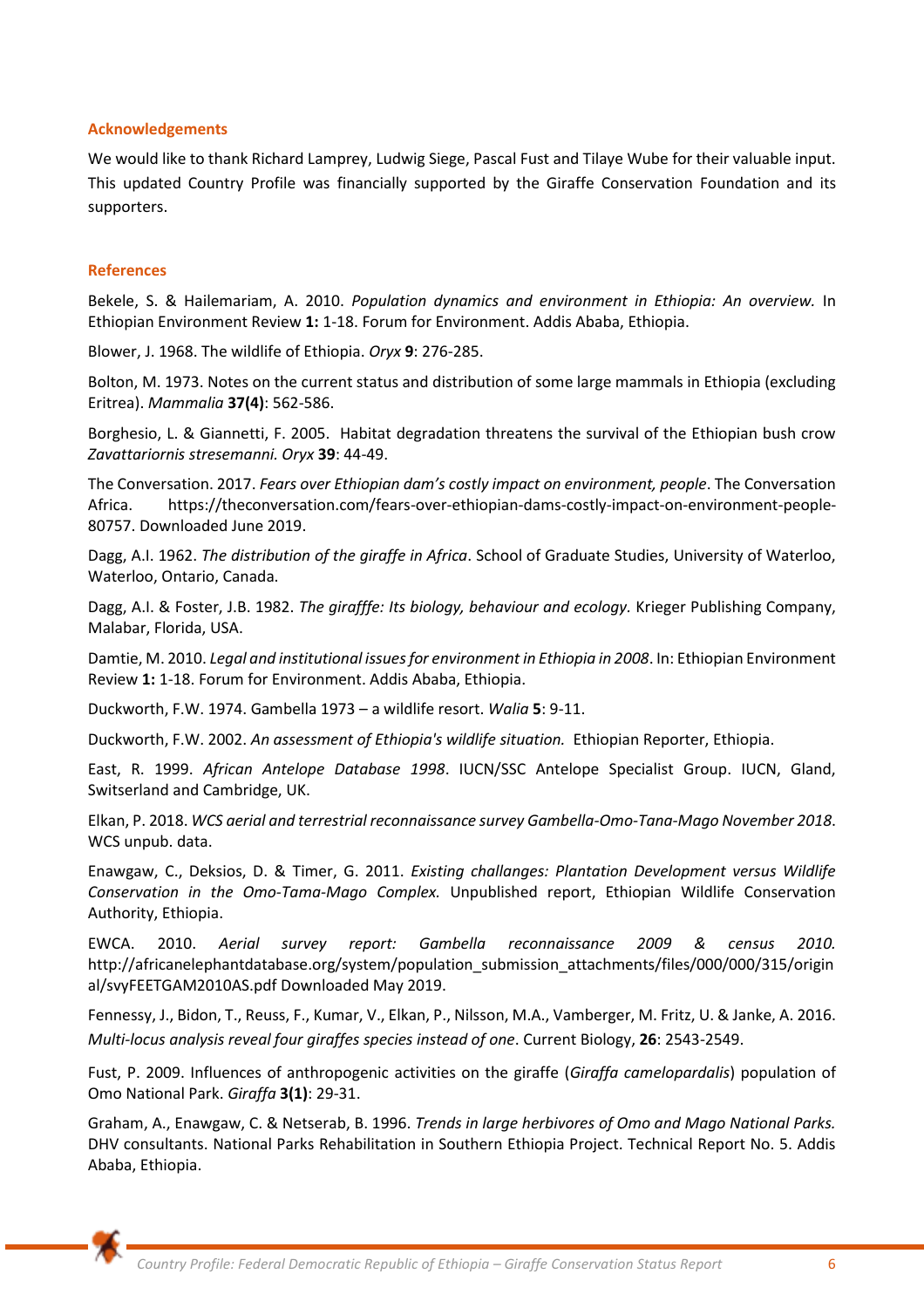## Acknowledgements

We would like to thank Richard Lamprey, Ludwig Siege, Pascal Fust and Tilaye Wube for their valuable input. This updated Country Profile was financially supported by the Giraffe Conservation Foundation and its supporters.

## References

Bekele, S. & Hailemariam, A. 2010. *Population dynamics and environment in Ethiopia: An overview.* In Ethiopian Environment Review **1:** 1-18. Forum for Environment. Addis Ababa, Ethiopia.

Blower, J. 1968. The wildlife of Ethiopia. *Oryx* **9**: 276-285.

Bolton, M. 1973. Notes on the current status and distribution of some large mammals in Ethiopia (excluding Eritrea). *Mammalia* **37(4)**: 562-586.

Borghesio, L. & Giannetti, F. 2005. Habitat degradation threatens the survival of the Ethiopian bush crow *Zavattariornis stresemanni. Oryx* **39**: 44-49.

The Conversation. 2017. *Fears over Ethiopian dam's costly impact on environment, people*. The Conversation Africa. https://theconversation.com/fears-over-ethiopian-dams-costly-impact-on-environment-people-80757. Downloaded June 2019.

Dagg, A.I. 1962. *The distribution of the giraffe in Africa*. School of Graduate Studies, University of Waterloo, Waterloo, Ontario, Canada.

Dagg, A.I. & Foster, J.B. 1982. *The girafffe: Its biology, behaviour and ecology.* Krieger Publishing Company, Malabar, Florida, USA.

Damtie, M. 2010. *Legal and institutional issues for environment in Ethiopia in 2008*. In: Ethiopian Environment Review **1:** 1-18. Forum for Environment. Addis Ababa, Ethiopia.

Duckworth, F.W. 1974. Gambella 1973 – a wildlife resort. *Walia* **5**: 9-11.

Duckworth, F.W. 2002. *An assessment of Ethiopia's wildlife situation.* Ethiopian Reporter, Ethiopia.

East, R. 1999. *African Antelope Database 1998*. IUCN/SSC Antelope Specialist Group. IUCN, Gland, Switserland and Cambridge, UK.

Elkan, P. 2018. *WCS aerial and terrestrial reconnaissance survey Gambella-Omo-Tana-Mago November 2018*. WCS unpub. data.

Enawgaw, C., Deksios, D. & Timer, G. 2011. *Existing challanges: Plantation Development versus Wildlife Conservation in the Omo-Tama-Mago Complex.* Unpublished report, Ethiopian Wildlife Conservation Authority, Ethiopia.

EWCA. 2010. *Aerial survey report: Gambella reconnaissance 2009 & census 2010.* http://africanelephantdatabase.org/system/population_submission_attachments/files/000/000/315/original/svyFEETGAM2010AS.pdf Downloaded May 2019.

Fennessy, J., Bidon, T., Reuss, F., Kumar, V., Elkan, P., Nilsson, M.A., Vamberger, M. Fritz, U. & Janke, A. 2016. *Multi-locus analysis reveal four giraffes species instead of one*. Current Biology, **26**: 2543-2549.

Fust, P. 2009. Influences of anthropogenic activities on the giraffe (*Giraffa camelopardalis*) population of Omo National Park. *Giraffa* **3(1)**: 29-31.

Graham, A., Enawgaw, C. & Netserab, B. 1996. *Trends in large herbivores of Omo and Mago National Parks.* DHV consultants. National Parks Rehabilitation in Southern Ethiopia Project. Technical Report No. 5. Addis Ababa, Ethiopia.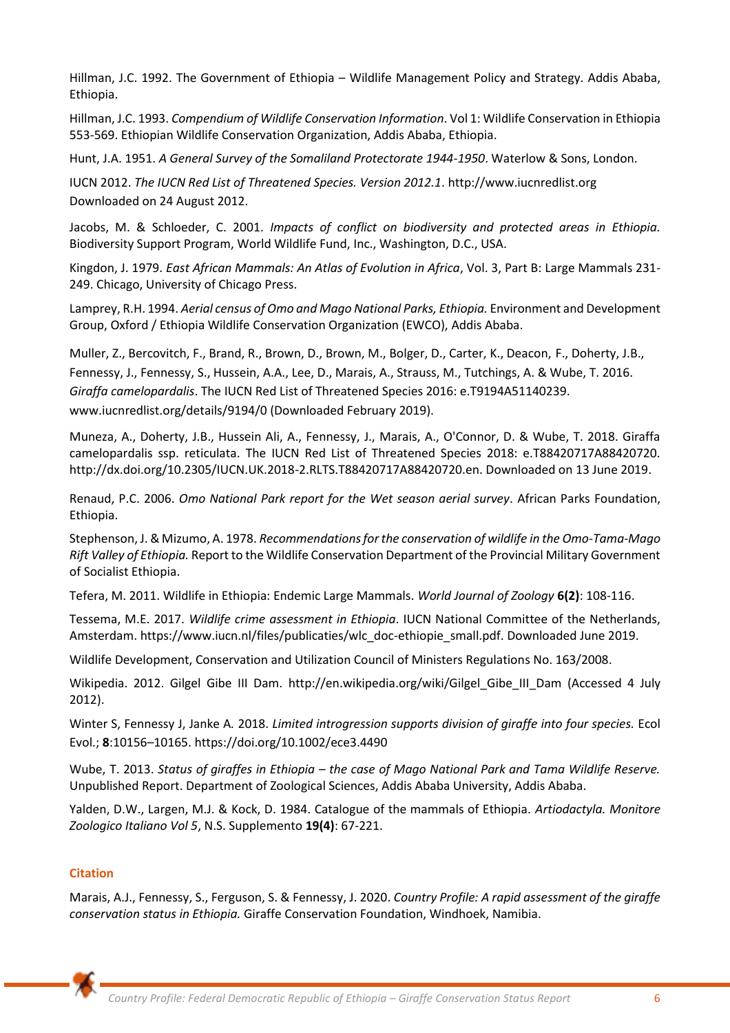Hillman, J.C. 1992. The Government of Ethiopia – Wildlife Management Policy and Strategy. Addis Ababa, Ethiopia.

Hillman, J.C. 1993. *Compendium of Wildlife Conservation Information*. Vol 1: Wildlife Conservation in Ethiopia 553-569. Ethiopian Wildlife Conservation Organization, Addis Ababa, Ethiopia.

Hunt, J.A. 1951. *A General Survey of the Somaliland Protectorate 1944-1950*. Waterlow & Sons, London.

IUCN 2012. *The IUCN Red List of Threatened Species. Version 2012.1*. http://www.iucnredlist.org Downloaded on 24 August 2012.

Jacobs, M. & Schloeder, C. 2001. *Impacts of conflict on biodiversity and protected areas in Ethiopia.* Biodiversity Support Program, World Wildlife Fund, Inc., Washington, D.C., USA.

Kingdon, J. 1979. *East African Mammals: An Atlas of Evolution in Africa*, Vol. 3, Part B: Large Mammals 231-249. Chicago, University of Chicago Press.

Lamprey, R.H. 1994. *Aerial census of Omo and Mago National Parks, Ethiopia.* Environment and Development Group, Oxford / Ethiopia Wildlife Conservation Organization (EWCO), Addis Ababa.

Muller, Z., Bercovitch, F., Brand, R., Brown, D., Brown, M., Bolger, D., Carter, K., Deacon, F., Doherty, J.B., Fennessy, J., Fennessy, S., Hussein, A.A., Lee, D., Marais, A., Strauss, M., Tutchings, A. & Wube, T. 2016. *Giraffa camelopardalis*. The IUCN Red List of Threatened Species 2016: e.T9194A51140239. www.iucnredlist.org/details/9194/0 (Downloaded February 2019).

Muneza, A., Doherty, J.B., Hussein Ali, A., Fennessy, J., Marais, A., O'Connor, D. & Wube, T. 2018. Giraffa camelopardalis ssp. reticulata. The IUCN Red List of Threatened Species 2018: e.T88420717A88420720. http://dx.doi.org/10.2305/IUCN.UK.2018-2.RLTS.T88420717A88420720.en. Downloaded on 13 June 2019.

Renaud, P.C. 2006. *Omo National Park report for the Wet season aerial survey*. African Parks Foundation, Ethiopia.

Stephenson, J. & Mizumo, A. 1978. *Recommendations for the conservation of wildlife in the Omo-Tama-Mago Rift Valley of Ethiopia.* Report to the Wildlife Conservation Department of the Provincial Military Government of Socialist Ethiopia.

Tefera, M. 2011. Wildlife in Ethiopia: Endemic Large Mammals. *World Journal of Zoology* **6(2)**: 108-116.

Tessema, M.E. 2017. *Wildlife crime assessment in Ethiopia*. IUCN National Committee of the Netherlands, Amsterdam. https://www.iucn.nl/files/publicaties/wlc_doc-ethiopie_small.pdf. Downloaded June 2019.

Wildlife Development, Conservation and Utilization Council of Ministers Regulations No. 163/2008.

Wikipedia. 2012. Gilgel Gibe III Dam. http://en.wikipedia.org/wiki/Gilgel_Gibe_III_Dam (Accessed 4 July 2012).

Winter S, Fennessy J, Janke A. 2018. *Limited introgression supports division of giraffe into four species.* Ecol Evol.; **8**:10156–10165. https://doi.org/10.1002/ece3.4490

Wube, T. 2013. *Status of giraffes in Ethiopia – the case of Mago National Park and Tama Wildlife Reserve.* Unpublished Report. Department of Zoological Sciences, Addis Ababa University, Addis Ababa.

Yalden, D.W., Largen, M.J. & Kock, D. 1984. Catalogue of the mammals of Ethiopia. *Artiodactyla. Monitore Zoologico Italiano Vol 5*, N.S. Supplemento **19(4)**: 67-221.

## Citation

Marais, A.J., Fennessy, S., Ferguson, S. & Fennessy, J. 2020. *Country Profile: A rapid assessment of the giraffe conservation status in Ethiopia.* Giraffe Conservation Foundation, Windhoek, Namibia.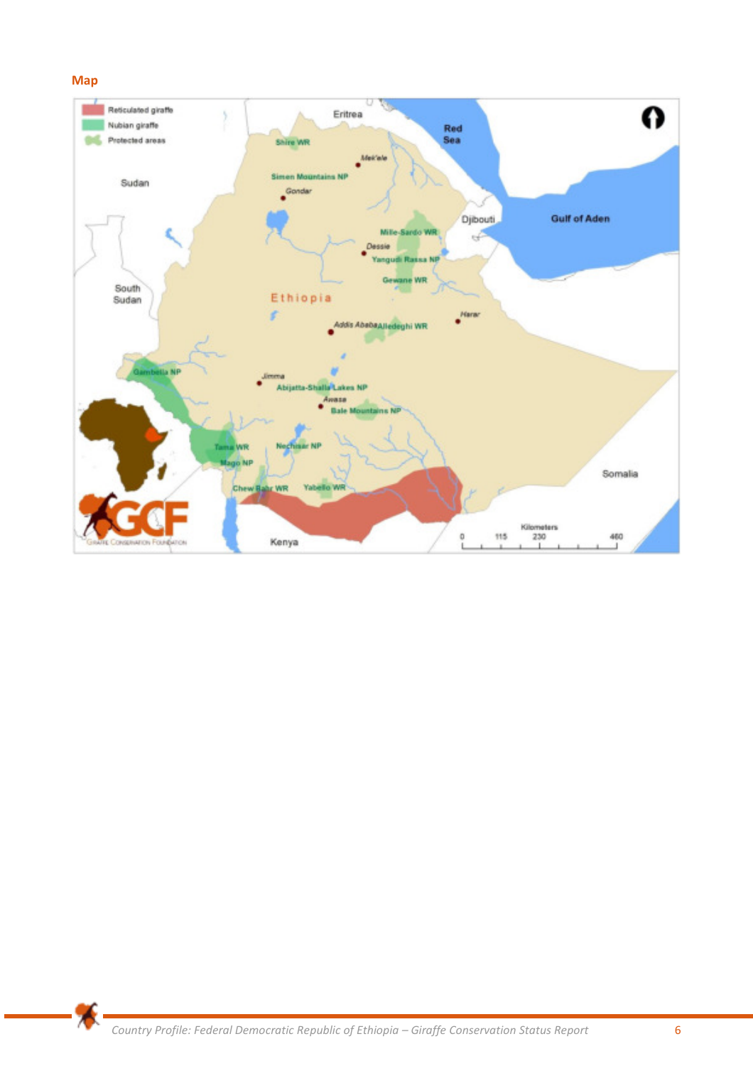## Map

Reticulated giraffe
Nubian giraffe
Protected areas

Eritrea
Red Sea
Gulf of Aden
Djibouti
Sudan
South Sudan
Somalia
Kenya
Ethiopia

Shire WR
Mek'ele
Simen Mountains NP
Gondar
Mille-Sardo WR
Dessie
Yangudi Rassa NP
Gewane WR
Harar
Addis Ababa
Alledeghi WR
Gambella NP
Jimma
Abijatta-Shalla Lakes NP
Awasa
Bale Mountains NP
Tama WR
Nechisar NP
Mago NP
Chew Bahr WR
Yabello WR

Kilometers
0 115 230 460

GCF
Giraffe Conservation Foundation